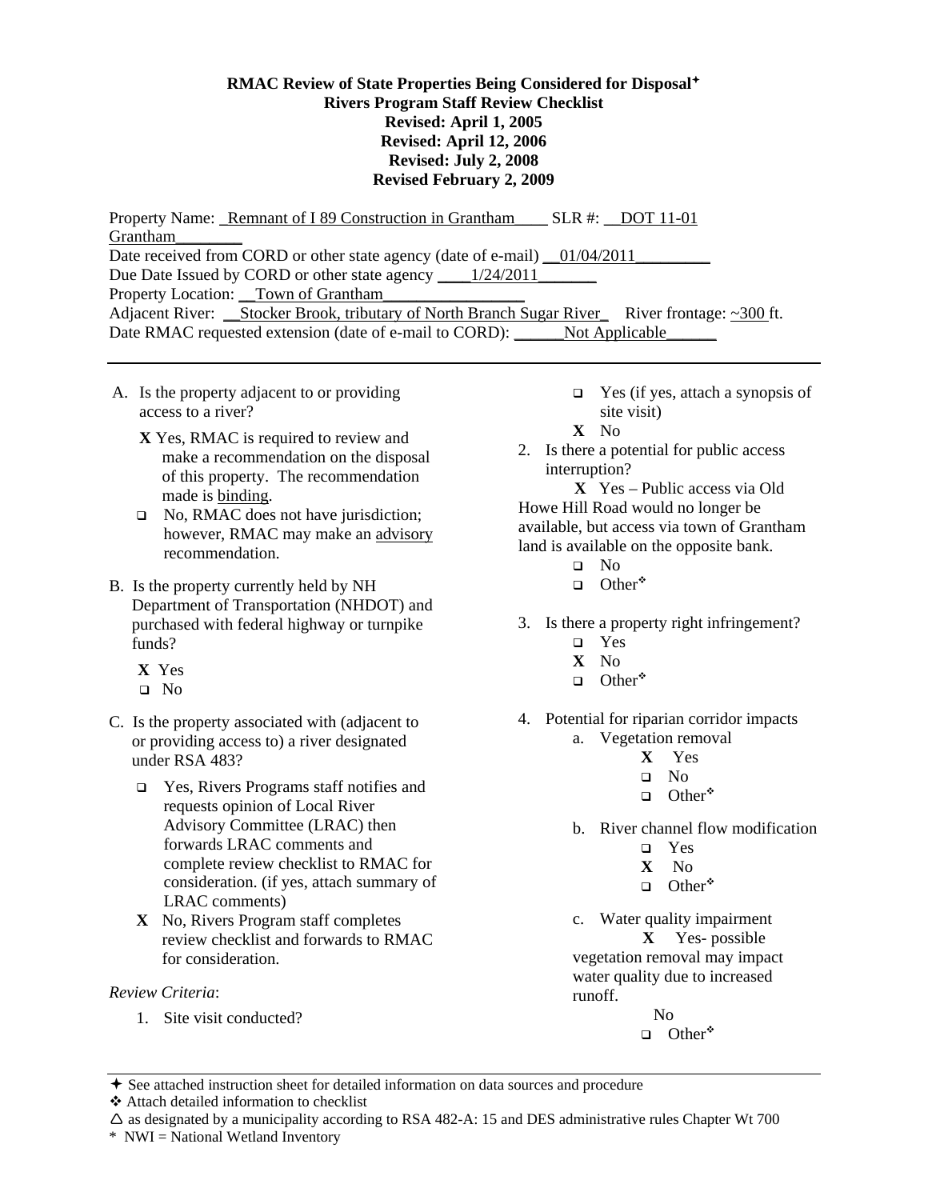**RMAC Review of State Properties Being Considered for Disposal✦**
**Rivers Program Staff Review Checklist**
**Revised: April 1, 2005**
**Revised: April 12, 2006**
**Revised: July 2, 2008**
**Revised February 2, 2009**

Property Name: _Remnant of I 89 Construction in Grantham____ SLR #: __DOT 11-01 Grantham________
Date received from CORD or other state agency (date of e-mail) __01/04/2011_________
Due Date Issued by CORD or other state agency ____1/24/2011_______
Property Location: __Town of Grantham__________________
Adjacent River: __Stocker Brook, tributary of North Branch Sugar River_ River frontage: ~300 ft.
Date RMAC requested extension (date of e-mail to CORD): ______Not Applicable______

---

A. Is the property adjacent to or providing access to a river?

- **X** Yes, RMAC is required to review and make a recommendation on the disposal of this property. The recommendation made is binding.
- ❑ No, RMAC does not have jurisdiction; however, RMAC may make an advisory recommendation.

B. Is the property currently held by NH Department of Transportation (NHDOT) and purchased with federal highway or turnpike funds?

- **X** Yes
- ❑ No

C. Is the property associated with (adjacent to or providing access to) a river designated under RSA 483?

- ❑ Yes, Rivers Programs staff notifies and requests opinion of Local River Advisory Committee (LRAC) then forwards LRAC comments and complete review checklist to RMAC for consideration. (if yes, attach summary of LRAC comments)
- **X** No, Rivers Program staff completes review checklist and forwards to RMAC for consideration.

*Review Criteria*:

1. Site visit conducted?
   - ❑ Yes (if yes, attach a synopsis of site visit)
   - **X** No
2. Is there a potential for public access interruption?
   - **X** Yes – Public access via Old Howe Hill Road would no longer be available, but access via town of Grantham land is available on the opposite bank.
   - ❑ No
   - ❑ Other❖
3. Is there a property right infringement?
   - ❑ Yes
   - **X** No
   - ❑ Other❖
4. Potential for riparian corridor impacts
   a. Vegetation removal
      - **X** Yes
      - ❑ No
      - ❑ Other❖

   b. River channel flow modification
      - ❑ Yes
      - **X** No
      - ❑ Other❖

   c. Water quality impairment
      - **X** Yes- possible vegetation removal may impact water quality due to increased runoff.
      - No
      - ❑ Other❖

---

✦ See attached instruction sheet for detailed information on data sources and procedure
❖ Attach detailed information to checklist
∆ as designated by a municipality according to RSA 482-A: 15 and DES administrative rules Chapter Wt 700
* NWI = National Wetland Inventory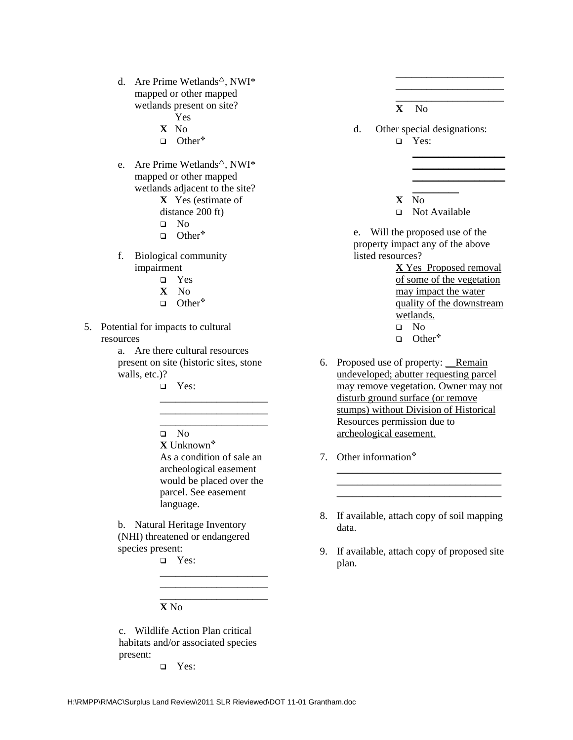d. Are Prime Wetlands△, NWI* mapped or other mapped wetlands present on site?
   - Yes
   - X No
   - ❑ Other❖

e. Are Prime Wetlands△, NWI* mapped or other mapped wetlands adjacent to the site?
   - X Yes (estimate of distance 200 ft)
   - ❑ No
   - ❑ Other❖

f. Biological community impairment
   - ❑ Yes
   - X No
   - ❑ Other❖

5. Potential for impacts to cultural resources

   a. Are there cultural resources present on site (historic sites, stone walls, etc.)?
   - ❑ Yes: ____________________
   - ❑ No
   - X Unknown❖
     As a condition of sale an archeological easement would be placed over the parcel. See easement language.

   b. Natural Heritage Inventory (NHI) threatened or endangered species present:
   - ❑ Yes: ____________________
   - X No

   c. Wildlife Action Plan critical habitats and/or associated species present:
   - ❑ Yes: ____________________
   - X No

   d. Other special designations:
   - ❑ Yes: ____________________
   - X No
   - ❑ Not Available

   e. Will the proposed use of the property impact any of the above listed resources?
   - X Yes Proposed removal of some of the vegetation may impact the water quality of the downstream wetlands.
   - ❑ No
   - ❑ Other❖

6. Proposed use of property: __Remain undeveloped; abutter requesting parcel may remove vegetation. Owner may not disturb ground surface (or remove stumps) without Division of Historical Resources permission due to archeological easement.

7. Other information❖ ____________________

8. If available, attach copy of soil mapping data.

9. If available, attach copy of proposed site plan.

H:\RMPP\RMAC\Surplus Land Review\2011 SLR Rieviewed\DOT 11-01 Grantham.doc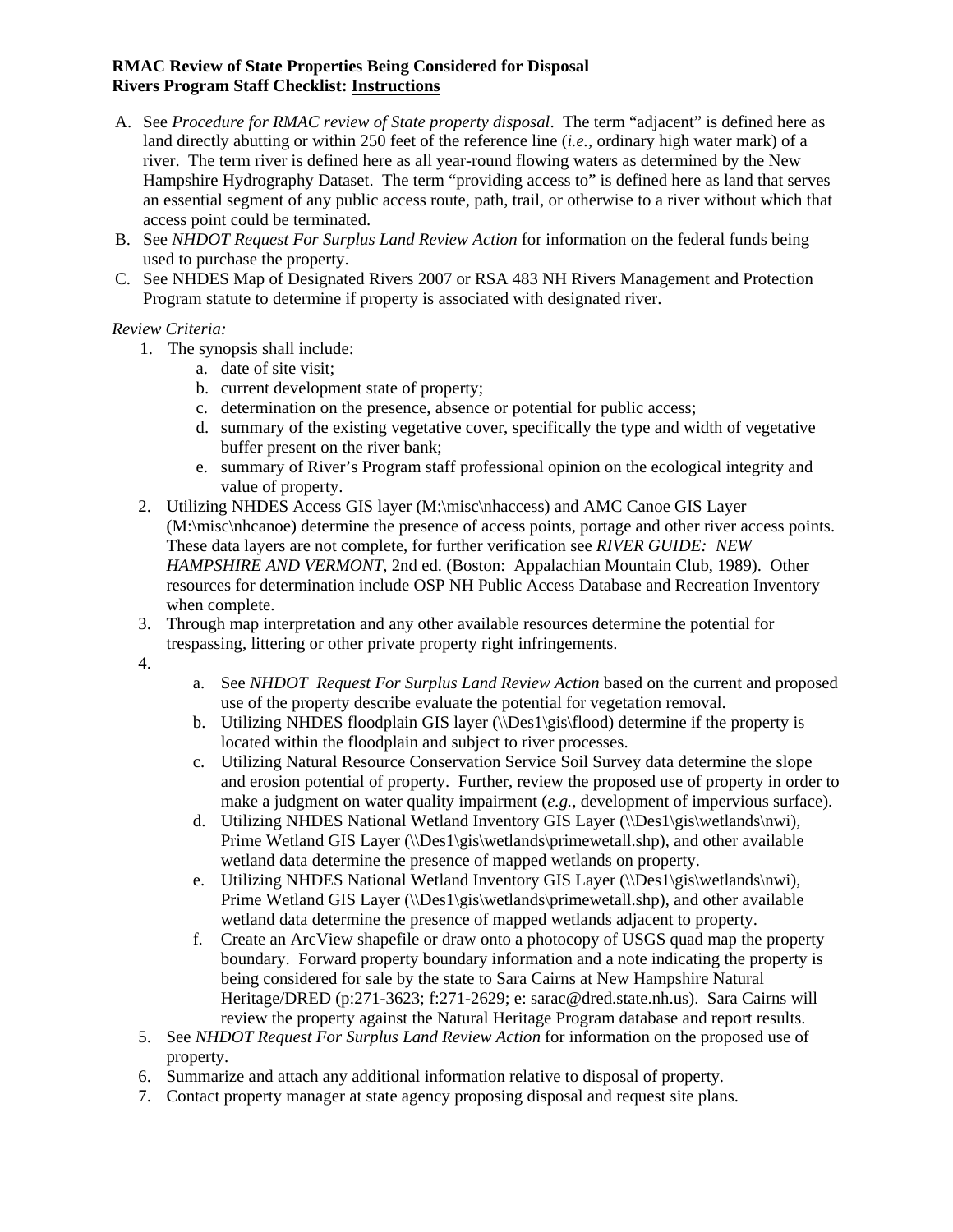**RMAC Review of State Properties Being Considered for Disposal**
**Rivers Program Staff Checklist: Instructions**

A. See *Procedure for RMAC review of State property disposal*. The term "adjacent" is defined here as land directly abutting or within 250 feet of the reference line (*i.e.,* ordinary high water mark) of a river. The term river is defined here as all year-round flowing waters as determined by the New Hampshire Hydrography Dataset. The term "providing access to" is defined here as land that serves an essential segment of any public access route, path, trail, or otherwise to a river without which that access point could be terminated.
B. See *NHDOT Request For Surplus Land Review Action* for information on the federal funds being used to purchase the property.
C. See NHDES Map of Designated Rivers 2007 or RSA 483 NH Rivers Management and Protection Program statute to determine if property is associated with designated river.

*Review Criteria:*

1. The synopsis shall include:
   a. date of site visit;
   b. current development state of property;
   c. determination on the presence, absence or potential for public access;
   d. summary of the existing vegetative cover, specifically the type and width of vegetative buffer present on the river bank;
   e. summary of River's Program staff professional opinion on the ecological integrity and value of property.
2. Utilizing NHDES Access GIS layer (M:\misc\nhaccess) and AMC Canoe GIS Layer (M:\misc\nhcanoe) determine the presence of access points, portage and other river access points. These data layers are not complete, for further verification see *RIVER GUIDE: NEW HAMPSHIRE AND VERMONT*, 2nd ed. (Boston: Appalachian Mountain Club, 1989). Other resources for determination include OSP NH Public Access Database and Recreation Inventory when complete.
3. Through map interpretation and any other available resources determine the potential for trespassing, littering or other private property right infringements.
4.
   a. See *NHDOT Request For Surplus Land Review Action* based on the current and proposed use of the property describe evaluate the potential for vegetation removal.
   b. Utilizing NHDES floodplain GIS layer (\\Des1\gis\flood) determine if the property is located within the floodplain and subject to river processes.
   c. Utilizing Natural Resource Conservation Service Soil Survey data determine the slope and erosion potential of property. Further, review the proposed use of property in order to make a judgment on water quality impairment (*e.g.,* development of impervious surface).
   d. Utilizing NHDES National Wetland Inventory GIS Layer (\\Des1\gis\wetlands\nwi), Prime Wetland GIS Layer (\\Des1\gis\wetlands\primewetall.shp), and other available wetland data determine the presence of mapped wetlands on property.
   e. Utilizing NHDES National Wetland Inventory GIS Layer (\\Des1\gis\wetlands\nwi), Prime Wetland GIS Layer (\\Des1\gis\wetlands\primewetall.shp), and other available wetland data determine the presence of mapped wetlands adjacent to property.
   f. Create an ArcView shapefile or draw onto a photocopy of USGS quad map the property boundary. Forward property boundary information and a note indicating the property is being considered for sale by the state to Sara Cairns at New Hampshire Natural Heritage/DRED (p:271-3623; f:271-2629; e: sarac@dred.state.nh.us). Sara Cairns will review the property against the Natural Heritage Program database and report results.
5. See *NHDOT Request For Surplus Land Review Action* for information on the proposed use of property.
6. Summarize and attach any additional information relative to disposal of property.
7. Contact property manager at state agency proposing disposal and request site plans.